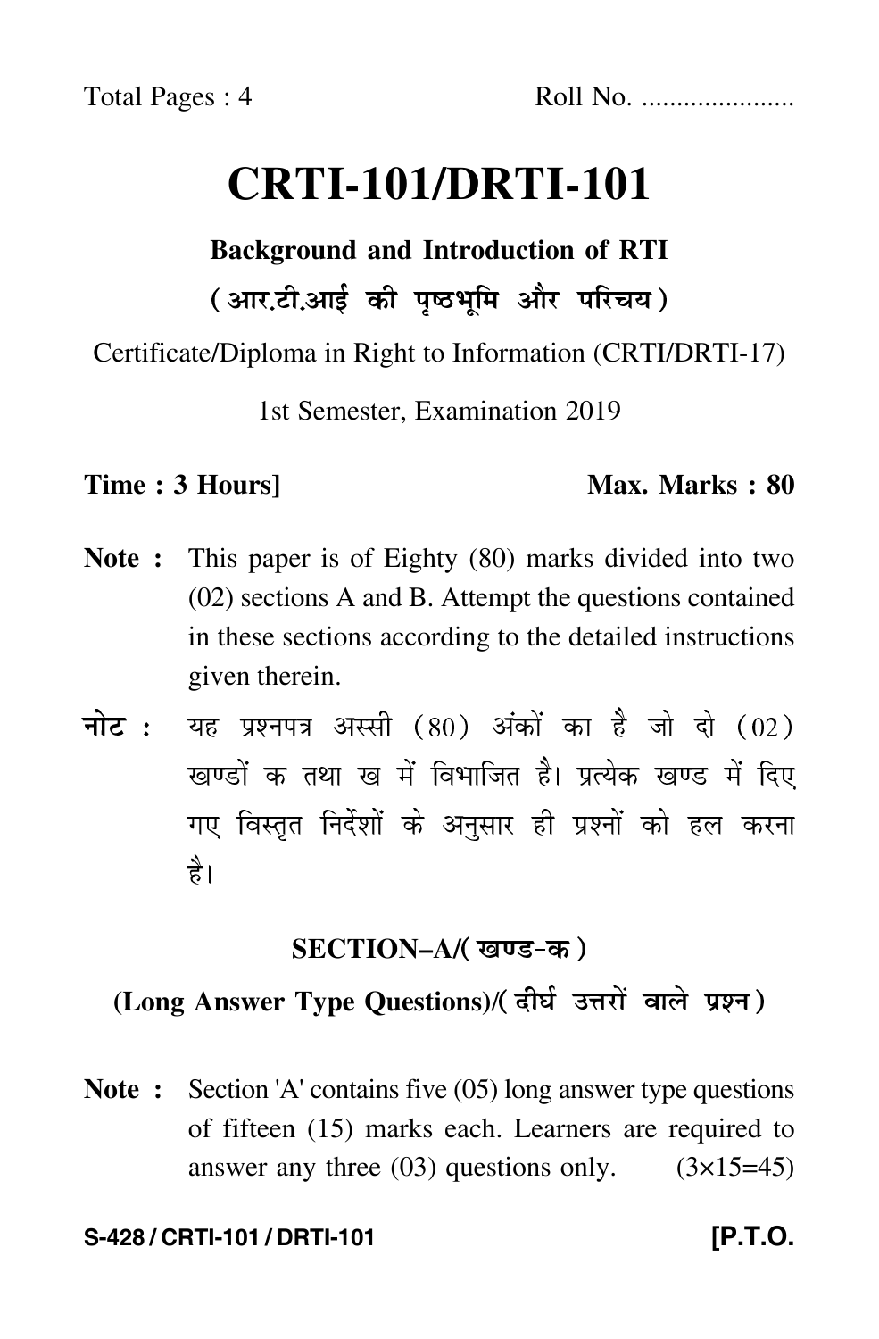Total Pages : 4 Roll No. ....................

# CRTI-101/DRTI-101

**Background and Introduction of RTI**

**(आर.टी.आई की पृष्ठभूमि और परिचय)**

Certificate/Diploma in Right to Information (CRTI/DRTI-17)

1st Semester, Examination 2019

**Time : 3 Hours]** **Max. Marks : 80**

**Note :** This paper is of Eighty (80) marks divided into two (02) sections A and B. Attempt the questions contained in these sections according to the detailed instructions given therein.

**नोट :** यह प्रश्नपत्र अस्सी (80) अंकों का है जो दो (02) खण्डों क तथा ख में विभाजित है। प्रत्येक खण्ड में दिए गए विस्तृत निर्देशों के अनुसार ही प्रश्नों को हल करना है।

## SECTION–A/(खण्ड-क)

### (Long Answer Type Questions)/(दीर्घ उत्तरों वाले प्रश्न)

**Note :** Section 'A' contains five (05) long answer type questions of fifteen (15) marks each. Learners are required to answer any three (03) questions only. (3×15=45)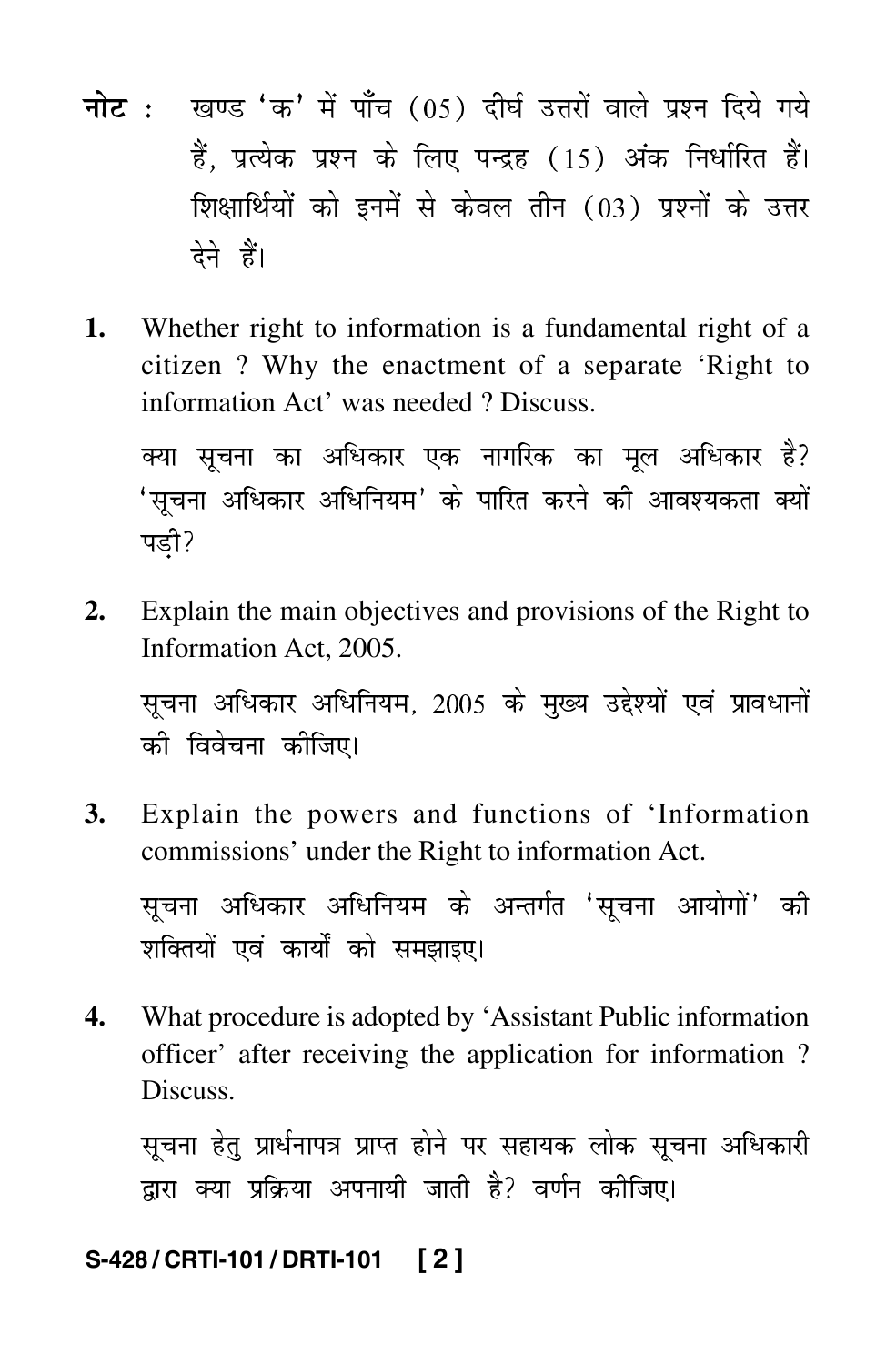**नोट :** खण्ड 'क' में पाँच (05) दीर्घ उत्तरों वाले प्रश्न दिये गये हैं, प्रत्येक प्रश्न के लिए पन्द्रह (15) अंक निर्धारित हैं। शिक्षार्थियों को इनमें से केवल तीन (03) प्रश्नों के उत्तर देने हैं।

1. Whether right to information is a fundamental right of a citizen ? Why the enactment of a separate 'Right to information Act' was needed ? Discuss.

   क्या सूचना का अधिकार एक नागरिक का मूल अधिकार है? 'सूचना अधिकार अधिनियम' के पारित करने की आवश्यकता क्यों पड़ी?

2. Explain the main objectives and provisions of the Right to Information Act, 2005.

   सूचना अधिकार अधिनियम, 2005 के मुख्य उद्देश्यों एवं प्रावधानों की विवेचना कीजिए।

3. Explain the powers and functions of 'Information commissions' under the Right to information Act.

   सूचना अधिकार अधिनियम के अन्तर्गत 'सूचना आयोगों' की शक्तियों एवं कार्यों को समझाइए।

4. What procedure is adopted by 'Assistant Public information officer' after receiving the application for information ? Discuss.

   सूचना हेतु प्रार्थनापत्र प्राप्त होने पर सहायक लोक सूचना अधिकारी द्वारा क्या प्रक्रिया अपनायी जाती है? वर्णन कीजिए।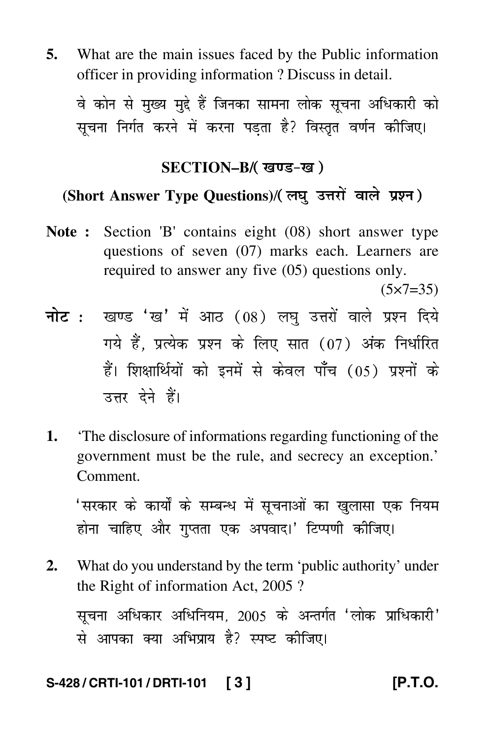5. What are the main issues faced by the Public information officer in providing information ? Discuss in detail.

वे कोन से मुख्य मुद्दे हैं जिनका सामना लोक सूचना अधिकारी को सूचना निर्गत करने में करना पड़ता है? विस्तृत वर्णन कीजिए।

## SECTION–B/( खण्ड-ख )

### (Short Answer Type Questions)/( लघु उत्तरों वाले प्रश्न )

**Note :** Section 'B' contains eight (08) short answer type questions of seven (07) marks each. Learners are required to answer any five (05) questions only.

(5×7=35)

**नोट :** खण्ड 'ख' में आठ (08) लघु उत्तरों वाले प्रश्न दिये गये हैं, प्रत्येक प्रश्न के लिए सात (07) अंक निर्धारित हैं। शिक्षार्थियों को इनमें से केवल पाँच (05) प्रश्नों के उत्तर देने हैं।

1. 'The disclosure of informations regarding functioning of the government must be the rule, and secrecy an exception.' Comment.

'सरकार के कार्यों के सम्बन्ध में सूचनाओं का खुलासा एक नियम होना चाहिए और गुप्तता एक अपवाद।' टिप्पणी कीजिए।

2. What do you understand by the term 'public authority' under the Right of information Act, 2005 ?

सूचना अधिकार अधिनियम, 2005 के अन्तर्गत 'लोक प्राधिकारी' से आपका क्या अभिप्राय है? स्पष्ट कीजिए।

S-428 / CRTI-101 / DRTI-101 [P.T.O.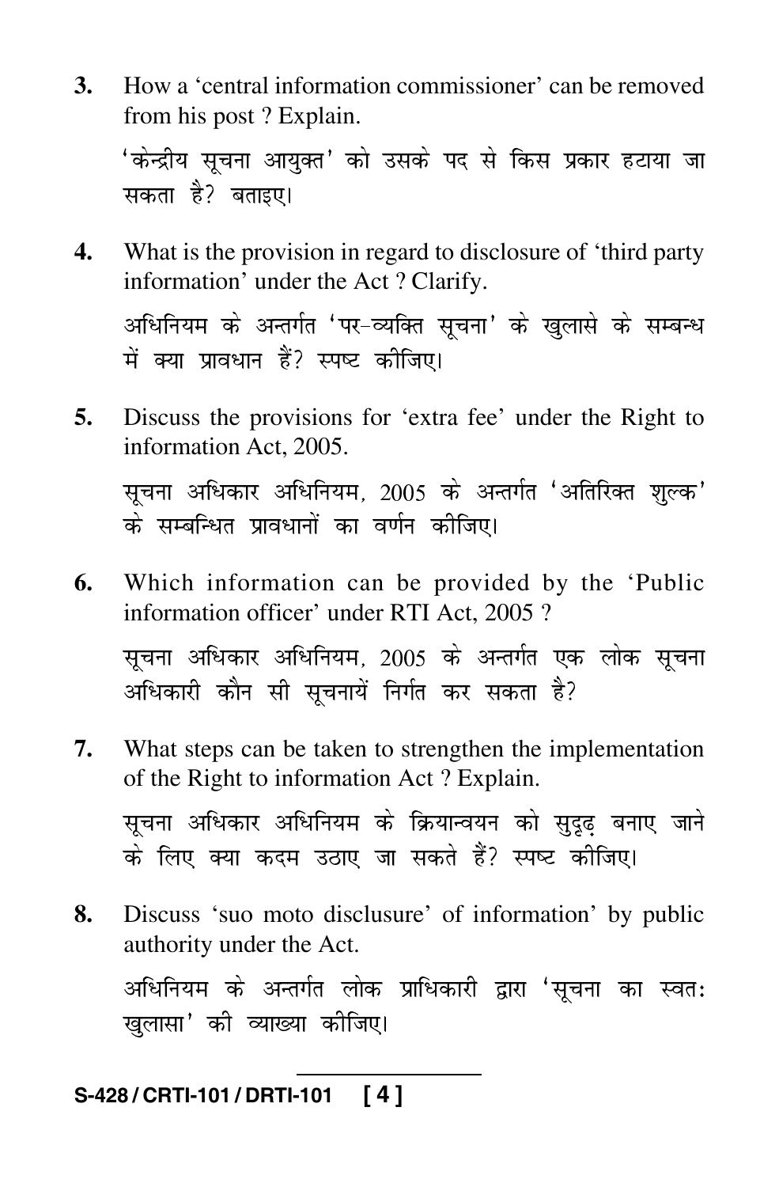3. How a 'central information commissioner' can be removed from his post ? Explain.

   'केन्द्रीय सूचना आयुक्त' को उसके पद से किस प्रकार हटाया जा सकता है? बताइए।

4. What is the provision in regard to disclosure of 'third party information' under the Act ? Clarify.

   अधिनियम के अन्तर्गत 'पर-व्यक्ति सूचना' के खुलासे के सम्बन्ध में क्या प्रावधान हैं? स्पष्ट कीजिए।

5. Discuss the provisions for 'extra fee' under the Right to information Act, 2005.

   सूचना अधिकार अधिनियम, 2005 के अन्तर्गत 'अतिरिक्त शुल्क' के सम्बन्धित प्रावधानों का वर्णन कीजिए।

6. Which information can be provided by the 'Public information officer' under RTI Act, 2005 ?

   सूचना अधिकार अधिनियम, 2005 के अन्तर्गत एक लोक सूचना अधिकारी कौन सी सूचनायें निर्गत कर सकता है?

7. What steps can be taken to strengthen the implementation of the Right to information Act ? Explain.

   सूचना अधिकार अधिनियम के क्रियान्वयन को सुदृढ़ बनाए जाने के लिए क्या कदम उठाए जा सकते हैं? स्पष्ट कीजिए।

8. Discuss 'suo moto disclusure' of information' by public authority under the Act.

   अधिनियम के अन्तर्गत लोक प्राधिकारी द्वारा 'सूचना का स्वतः खुलासा' की व्याख्या कीजिए।

S-428 / CRTI-101 / DRTI-101